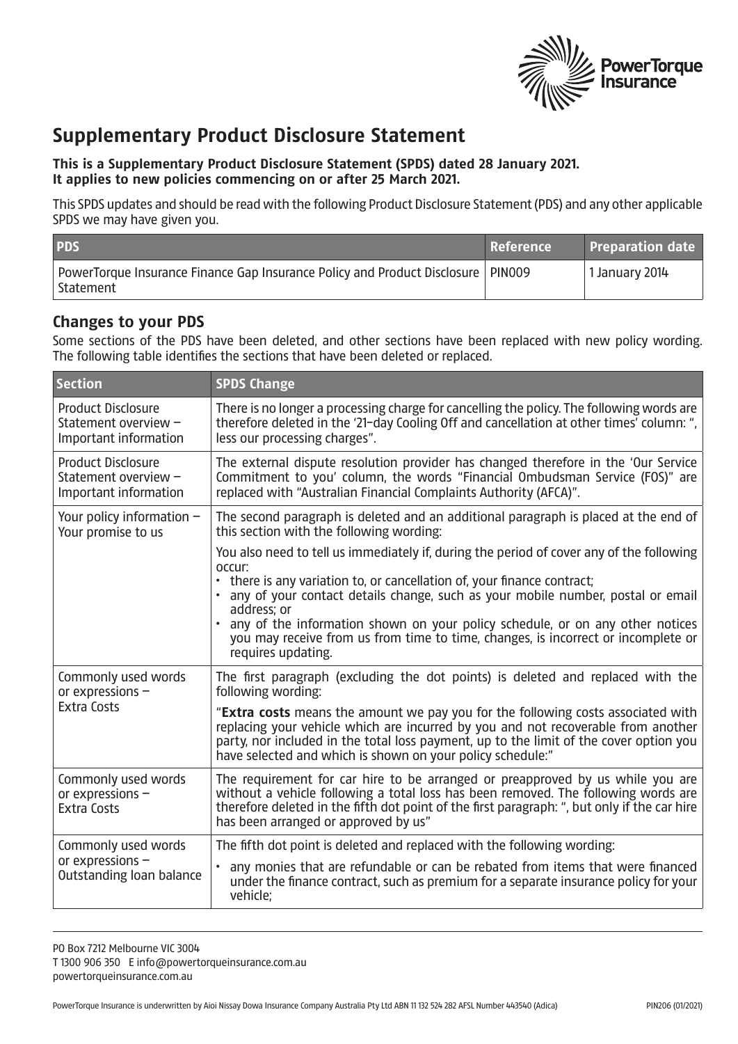# Supplementary Product Disclosure Statement

**This is a Supplementary Product Disclosure Statement (SPDS) dated 28 January 2021.**
**It applies to new policies commencing on or after 25 March 2021.**

This SPDS updates and should be read with the following Product Disclosure Statement (PDS) and any other applicable SPDS we may have given you.

| PDS | Reference | Preparation date |
|---|---|---|
| PowerTorque Insurance Finance Gap Insurance Policy and Product Disclosure Statement | PIN009 | 1 January 2014 |

## Changes to your PDS

Some sections of the PDS have been deleted, and other sections have been replaced with new policy wording. The following table identifies the sections that have been deleted or replaced.

| Section | SPDS Change |
|---|---|
| Product Disclosure Statement overview – Important information | There is no longer a processing charge for cancelling the policy. The following words are therefore deleted in the '21-day Cooling Off and cancellation at other times' column: ", less our processing charges". |
| Product Disclosure Statement overview – Important information | The external dispute resolution provider has changed therefore in the 'Our Service Commitment to you' column, the words "Financial Ombudsman Service (FOS)" are replaced with "Australian Financial Complaints Authority (AFCA)". |
| Your policy information – Your promise to us | The second paragraph is deleted and an additional paragraph is placed at the end of this section with the following wording:<br><br>You also need to tell us immediately if, during the period of cover any of the following occur:<br>• there is any variation to, or cancellation of, your finance contract;<br>• any of your contact details change, such as your mobile number, postal or email address; or<br>• any of the information shown on your policy schedule, or on any other notices you may receive from us from time to time, changes, is incorrect or incomplete or requires updating. |
| Commonly used words or expressions – Extra Costs | The first paragraph (excluding the dot points) is deleted and replaced with the following wording:<br><br>"**Extra costs** means the amount we pay you for the following costs associated with replacing your vehicle which are incurred by you and not recoverable from another party, nor included in the total loss payment, up to the limit of the cover option you have selected and which is shown on your policy schedule:" |
| Commonly used words or expressions – Extra Costs | The requirement for car hire to be arranged or preapproved by us while you are without a vehicle following a total loss has been removed. The following words are therefore deleted in the fifth dot point of the first paragraph: ", but only if the car hire has been arranged or approved by us" |
| Commonly used words or expressions – Outstanding loan balance | The fifth dot point is deleted and replaced with the following wording:<br><br>• any monies that are refundable or can be rebated from items that were financed under the finance contract, such as premium for a separate insurance policy for your vehicle; |

PO Box 7212 Melbourne VIC 3004
T 1300 906 350 E info@powertorqueinsurance.com.au
powertorqueinsurance.com.au

PowerTorque Insurance is underwritten by Aioi Nissay Dowa Insurance Company Australia Pty Ltd ABN 11 132 524 282 AFSL Number 443540 (Adica)

PIN206 (01/2021)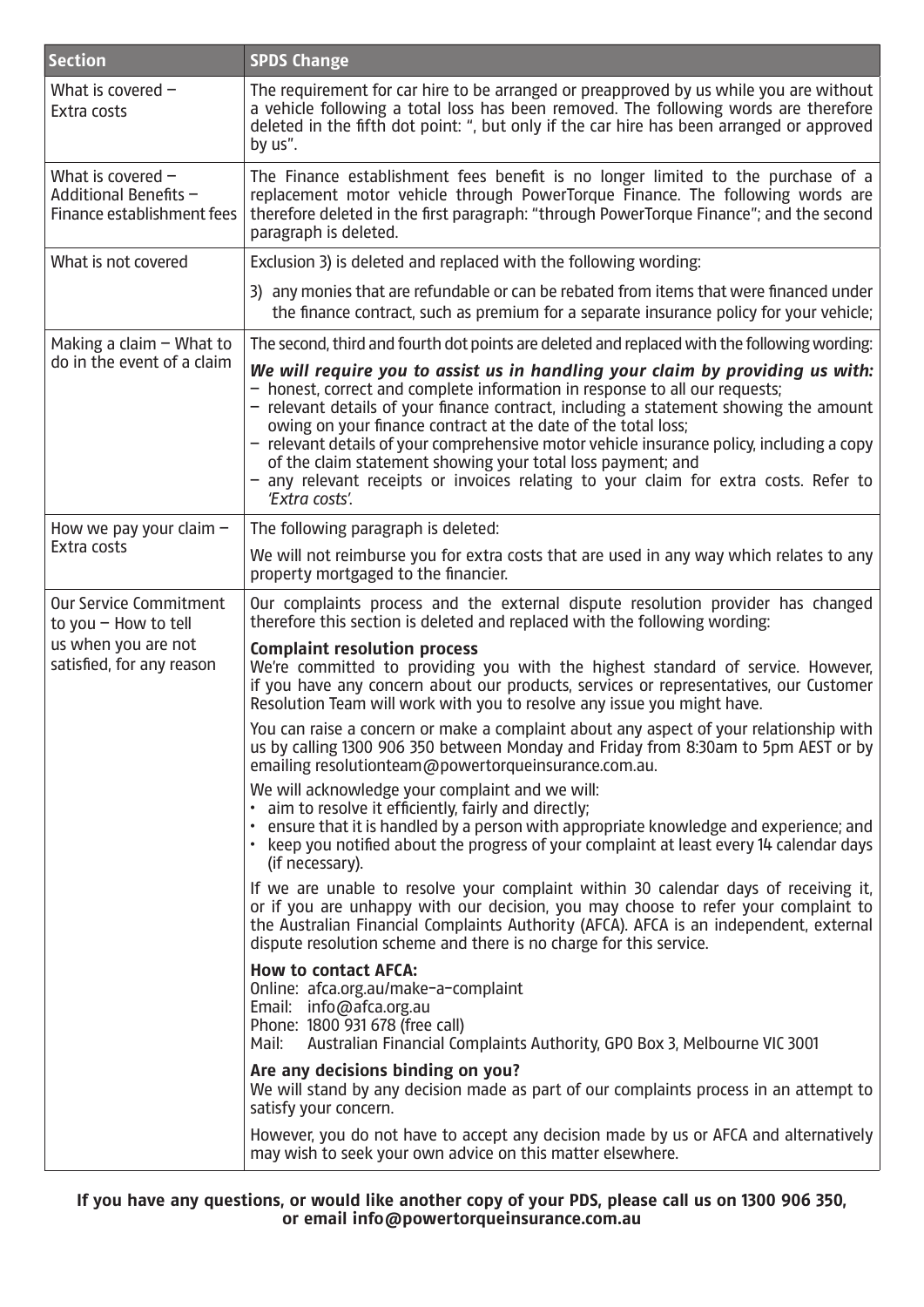| Section | SPDS Change |
|---|---|
| What is covered – Extra costs | The requirement for car hire to be arranged or preapproved by us while you are without a vehicle following a total loss has been removed. The following words are therefore deleted in the fifth dot point: ", but only if the car hire has been arranged or approved by us". |
| What is covered – Additional Benefits – Finance establishment fees | The Finance establishment fees benefit is no longer limited to the purchase of a replacement motor vehicle through PowerTorque Finance. The following words are therefore deleted in the first paragraph: "through PowerTorque Finance"; and the second paragraph is deleted. |
| What is not covered | Exclusion 3) is deleted and replaced with the following wording:<br><br>3) any monies that are refundable or can be rebated from items that were financed under the finance contract, such as premium for a separate insurance policy for your vehicle; |
| Making a claim – What to do in the event of a claim | The second, third and fourth dot points are deleted and replaced with the following wording:<br><br>***We will require you to assist us in handling your claim by providing us with:***<br>– honest, correct and complete information in response to all our requests;<br>– relevant details of your finance contract, including a statement showing the amount owing on your finance contract at the date of the total loss;<br>– relevant details of your comprehensive motor vehicle insurance policy, including a copy of the claim statement showing your total loss payment; and<br>– any relevant receipts or invoices relating to your claim for extra costs. Refer to *'Extra costs'*. |
| How we pay your claim – Extra costs | The following paragraph is deleted:<br><br>We will not reimburse you for extra costs that are used in any way which relates to any property mortgaged to the financier. |
| Our Service Commitment to you – How to tell us when you are not satisfied, for any reason | Our complaints process and the external dispute resolution provider has changed therefore this section is deleted and replaced with the following wording:<br><br>**Complaint resolution process**<br>We're committed to providing you with the highest standard of service. However, if you have any concern about our products, services or representatives, our Customer Resolution Team will work with you to resolve any issue you might have.<br><br>You can raise a concern or make a complaint about any aspect of your relationship with us by calling 1300 906 350 between Monday and Friday from 8:30am to 5pm AEST or by emailing resolutionteam@powertorqueinsurance.com.au.<br><br>We will acknowledge your complaint and we will:<br>• aim to resolve it efficiently, fairly and directly;<br>• ensure that it is handled by a person with appropriate knowledge and experience; and<br>• keep you notified about the progress of your complaint at least every 14 calendar days (if necessary).<br><br>If we are unable to resolve your complaint within 30 calendar days of receiving it, or if you are unhappy with our decision, you may choose to refer your complaint to the Australian Financial Complaints Authority (AFCA). AFCA is an independent, external dispute resolution scheme and there is no charge for this service.<br><br>**How to contact AFCA:**<br>Online: afca.org.au/make-a-complaint<br>Email: info@afca.org.au<br>Phone: 1800 931 678 (free call)<br>Mail: Australian Financial Complaints Authority, GPO Box 3, Melbourne VIC 3001<br><br>**Are any decisions binding on you?**<br>We will stand by any decision made as part of our complaints process in an attempt to satisfy your concern.<br><br>However, you do not have to accept any decision made by us or AFCA and alternatively may wish to seek your own advice on this matter elsewhere. |

**If you have any questions, or would like another copy of your PDS, please call us on 1300 906 350, or email info@powertorqueinsurance.com.au**